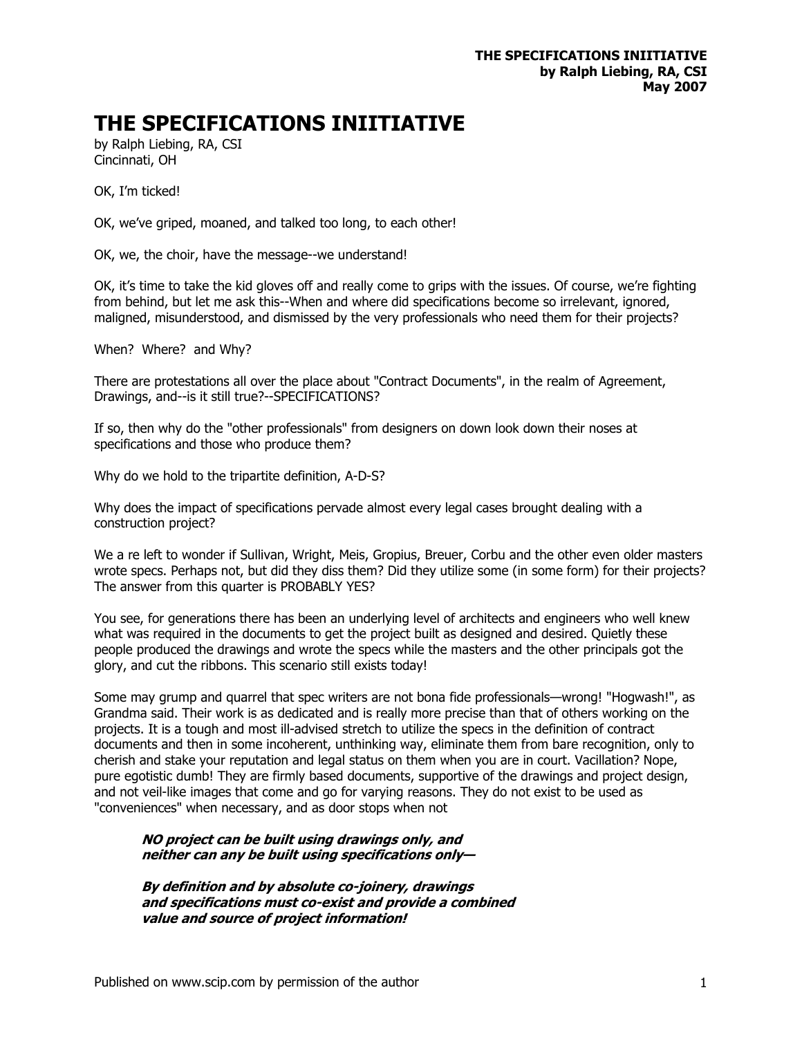# THE SPECIFICATIONS INIITIATIVE

by Ralph Liebing, RA, CSI
Cincinnati, OH

OK, I'm ticked!

OK, we've griped, moaned, and talked too long, to each other!

OK, we, the choir, have the message--we understand!

OK, it's time to take the kid gloves off and really come to grips with the issues. Of course, we're fighting from behind, but let me ask this--When and where did specifications become so irrelevant, ignored, maligned, misunderstood, and dismissed by the very professionals who need them for their projects?

When? Where? and Why?

There are protestations all over the place about "Contract Documents", in the realm of Agreement, Drawings, and--is it still true?--SPECIFICATIONS?

If so, then why do the "other professionals" from designers on down look down their noses at specifications and those who produce them?

Why do we hold to the tripartite definition, A-D-S?

Why does the impact of specifications pervade almost every legal cases brought dealing with a construction project?

We a re left to wonder if Sullivan, Wright, Meis, Gropius, Breuer, Corbu and the other even older masters wrote specs. Perhaps not, but did they diss them? Did they utilize some (in some form) for their projects? The answer from this quarter is PROBABLY YES?

You see, for generations there has been an underlying level of architects and engineers who well knew what was required in the documents to get the project built as designed and desired. Quietly these people produced the drawings and wrote the specs while the masters and the other principals got the glory, and cut the ribbons. This scenario still exists today!

Some may grump and quarrel that spec writers are not bona fide professionals—wrong! "Hogwash!", as Grandma said. Their work is as dedicated and is really more precise than that of others working on the projects. It is a tough and most ill-advised stretch to utilize the specs in the definition of contract documents and then in some incoherent, unthinking way, eliminate them from bare recognition, only to cherish and stake your reputation and legal status on them when you are in court. Vacillation? Nope, pure egotistic dumb! They are firmly based documents, supportive of the drawings and project design, and not veil-like images that come and go for varying reasons. They do not exist to be used as "conveniences" when necessary, and as door stops when not

> ***NO project can be built using drawings only, and neither can any be built using specifications only—***
>
> ***By definition and by absolute co-joinery, drawings and specifications must co-exist and provide a combined value and source of project information!***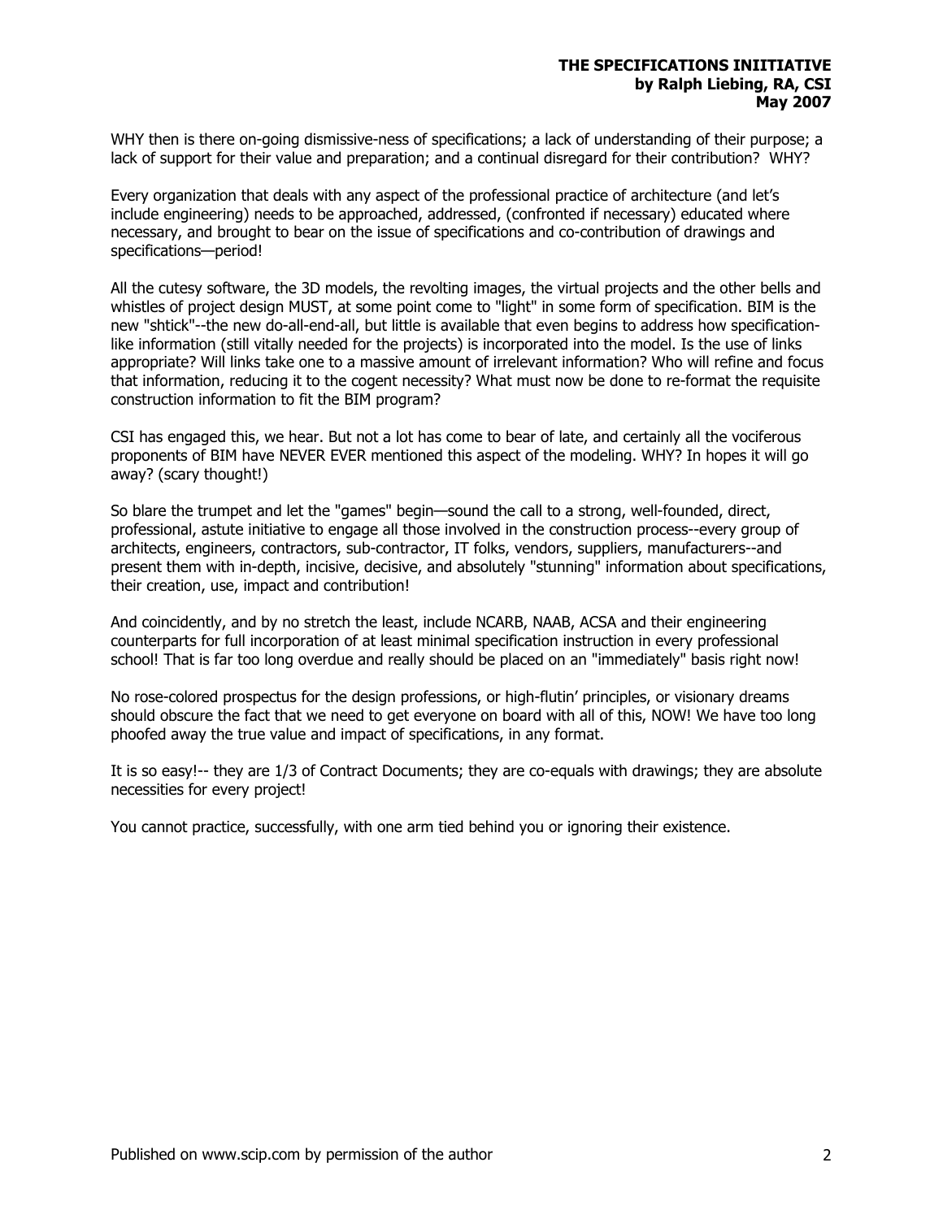WHY then is there on-going dismissive-ness of specifications; a lack of understanding of their purpose; a lack of support for their value and preparation; and a continual disregard for their contribution? WHY?

Every organization that deals with any aspect of the professional practice of architecture (and let's include engineering) needs to be approached, addressed, (confronted if necessary) educated where necessary, and brought to bear on the issue of specifications and co-contribution of drawings and specifications—period!

All the cutesy software, the 3D models, the revolting images, the virtual projects and the other bells and whistles of project design MUST, at some point come to "light" in some form of specification. BIM is the new "shtick"--the new do-all-end-all, but little is available that even begins to address how specification-like information (still vitally needed for the projects) is incorporated into the model. Is the use of links appropriate? Will links take one to a massive amount of irrelevant information? Who will refine and focus that information, reducing it to the cogent necessity? What must now be done to re-format the requisite construction information to fit the BIM program?

CSI has engaged this, we hear. But not a lot has come to bear of late, and certainly all the vociferous proponents of BIM have NEVER EVER mentioned this aspect of the modeling. WHY? In hopes it will go away? (scary thought!)

So blare the trumpet and let the "games" begin—sound the call to a strong, well-founded, direct, professional, astute initiative to engage all those involved in the construction process--every group of architects, engineers, contractors, sub-contractor, IT folks, vendors, suppliers, manufacturers--and present them with in-depth, incisive, decisive, and absolutely "stunning" information about specifications, their creation, use, impact and contribution!

And coincidently, and by no stretch the least, include NCARB, NAAB, ACSA and their engineering counterparts for full incorporation of at least minimal specification instruction in every professional school! That is far too long overdue and really should be placed on an "immediately" basis right now!

No rose-colored prospectus for the design professions, or high-flutin' principles, or visionary dreams should obscure the fact that we need to get everyone on board with all of this, NOW! We have too long phoofed away the true value and impact of specifications, in any format.

It is so easy!-- they are 1/3 of Contract Documents; they are co-equals with drawings; they are absolute necessities for every project!

You cannot practice, successfully, with one arm tied behind you or ignoring their existence.

Published on www.scip.com by permission of the author